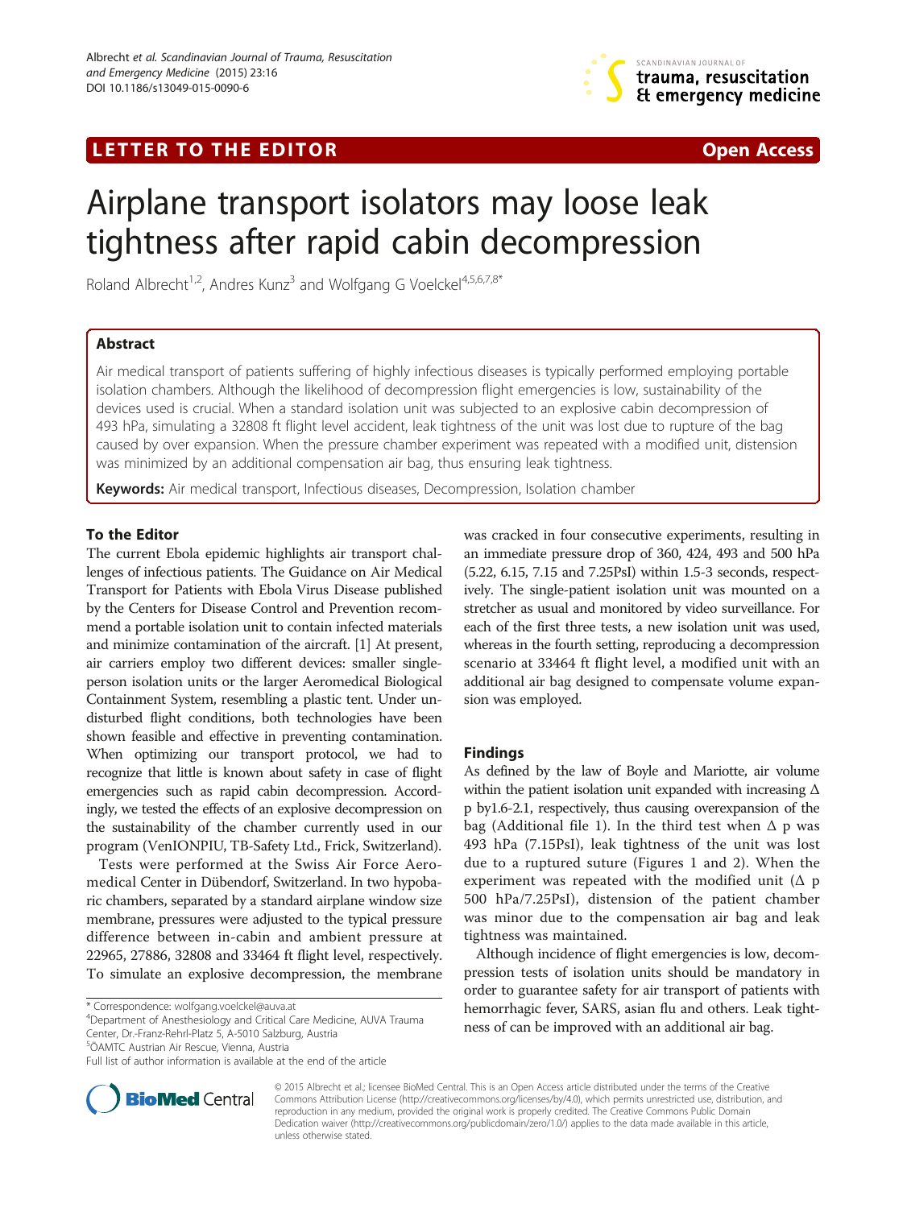LETTER TO THE EDITOR Open Access

# Airplane transport isolators may loose leak tightness after rapid cabin decompression

Roland Albrecht[1,2], Andres Kunz[3] and Wolfgang G Voelckel[4,5,6,7,8*]

## Abstract

Air medical transport of patients suffering of highly infectious diseases is typically performed employing portable isolation chambers. Although the likelihood of decompression flight emergencies is low, sustainability of the devices used is crucial. When a standard isolation unit was subjected to an explosive cabin decompression of 493 hPa, simulating a 32808 ft flight level accident, leak tightness of the unit was lost due to rupture of the bag caused by over expansion. When the pressure chamber experiment was repeated with a modified unit, distension was minimized by an additional compensation air bag, thus ensuring leak tightness.

**Keywords:** Air medical transport, Infectious diseases, Decompression, Isolation chamber

## To the Editor

The current Ebola epidemic highlights air transport challenges of infectious patients. The Guidance on Air Medical Transport for Patients with Ebola Virus Disease published by the Centers for Disease Control and Prevention recommend a portable isolation unit to contain infected materials and minimize contamination of the aircraft. [1] At present, air carriers employ two different devices: smaller single-person isolation units or the larger Aeromedical Biological Containment System, resembling a plastic tent. Under undisturbed flight conditions, both technologies have been shown feasible and effective in preventing contamination. When optimizing our transport protocol, we had to recognize that little is known about safety in case of flight emergencies such as rapid cabin decompression. Accordingly, we tested the effects of an explosive decompression on the sustainability of the chamber currently used in our program (VenIONPIU, TB-Safety Ltd., Frick, Switzerland).

Tests were performed at the Swiss Air Force Aeromedical Center in Dübendorf, Switzerland. In two hypobaric chambers, separated by a standard airplane window size membrane, pressures were adjusted to the typical pressure difference between in-cabin and ambient pressure at 22965, 27886, 32808 and 33464 ft flight level, respectively. To simulate an explosive decompression, the membrane was cracked in four consecutive experiments, resulting in an immediate pressure drop of 360, 424, 493 and 500 hPa (5.22, 6.15, 7.15 and 7.25PsI) within 1.5-3 seconds, respectively. The single-patient isolation unit was mounted on a stretcher as usual and monitored by video surveillance. For each of the first three tests, a new isolation unit was used, whereas in the fourth setting, reproducing a decompression scenario at 33464 ft flight level, a modified unit with an additional air bag designed to compensate volume expansion was employed.

## Findings

As defined by the law of Boyle and Mariotte, air volume within the patient isolation unit expanded with increasing Δ p by1.6-2.1, respectively, thus causing overexpansion of the bag (Additional file 1). In the third test when Δ p was 493 hPa (7.15PsI), leak tightness of the unit was lost due to a ruptured suture (Figures 1 and 2). When the experiment was repeated with the modified unit (Δ p 500 hPa/7.25PsI), distension of the patient chamber was minor due to the compensation air bag and leak tightness was maintained.

Although incidence of flight emergencies is low, decompression tests of isolation units should be mandatory in order to guarantee safety for air transport of patients with hemorrhagic fever, SARS, asian flu and others. Leak tightness of can be improved with an additional air bag.

\* Correspondence: wolfgang.voelckel@auva.at
[4]Department of Anesthesiology and Critical Care Medicine, AUVA Trauma Center, Dr.-Franz-Rehrl-Platz 5, A-5010 Salzburg, Austria
[5]ÖAMTC Austrian Air Rescue, Vienna, Austria
Full list of author information is available at the end of the article

© 2015 Albrecht et al.; licensee BioMed Central. This is an Open Access article distributed under the terms of the Creative Commons Attribution License (http://creativecommons.org/licenses/by/4.0), which permits unrestricted use, distribution, and reproduction in any medium, provided the original work is properly credited. The Creative Commons Public Domain Dedication waiver (http://creativecommons.org/publicdomain/zero/1.0/) applies to the data made available in this article, unless otherwise stated.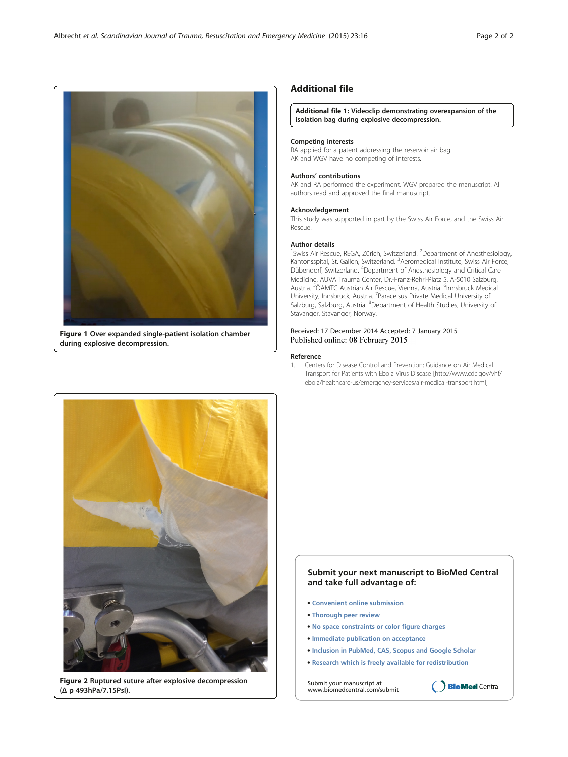Figure 1 Over expanded single-patient isolation chamber during explosive decompression.

Figure 2 Ruptured suture after explosive decompression (Δ p 493hPa/7.15PsI).

## Additional file

**Additional file 1: Videoclip demonstrating overexpansion of the isolation bag during explosive decompression.**

### Competing interests

RA applied for a patent addressing the reservoir air bag.
AK and WGV have no competing of interests.

### Authors' contributions

AK and RA performed the experiment. WGV prepared the manuscript. All authors read and approved the final manuscript.

### Acknowledgement

This study was supported in part by the Swiss Air Force, and the Swiss Air Rescue.

### Author details

[1]Swiss Air Rescue, REGA, Zürich, Switzerland. [2]Department of Anesthesiology, Kantonsspital, St. Gallen, Switzerland. [3]Aeromedical Institute, Swiss Air Force, Dübendorf, Switzerland. [4]Department of Anesthesiology and Critical Care Medicine, AUVA Trauma Center, Dr.-Franz-Rehrl-Platz 5, A-5010 Salzburg, Austria. [5]ÖAMTC Austrian Air Rescue, Vienna, Austria. [6]Innsbruck Medical University, Innsbruck, Austria. [7]Paracelsus Private Medical University of Salzburg, Salzburg, Austria. [8]Department of Health Studies, University of Stavanger, Stavanger, Norway.

Received: 17 December 2014 Accepted: 7 January 2015
Published online: 08 February 2015

### Reference

1. Centers for Disease Control and Prevention; Guidance on Air Medical Transport for Patients with Ebola Virus Disease [http://www.cdc.gov/vhf/ebola/healthcare-us/emergency-services/air-medical-transport.html]

**Submit your next manuscript to BioMed Central and take full advantage of:**

- Convenient online submission
- Thorough peer review
- No space constraints or color figure charges
- Immediate publication on acceptance
- Inclusion in PubMed, CAS, Scopus and Google Scholar
- Research which is freely available for redistribution

Submit your manuscript at
www.biomedcentral.com/submit